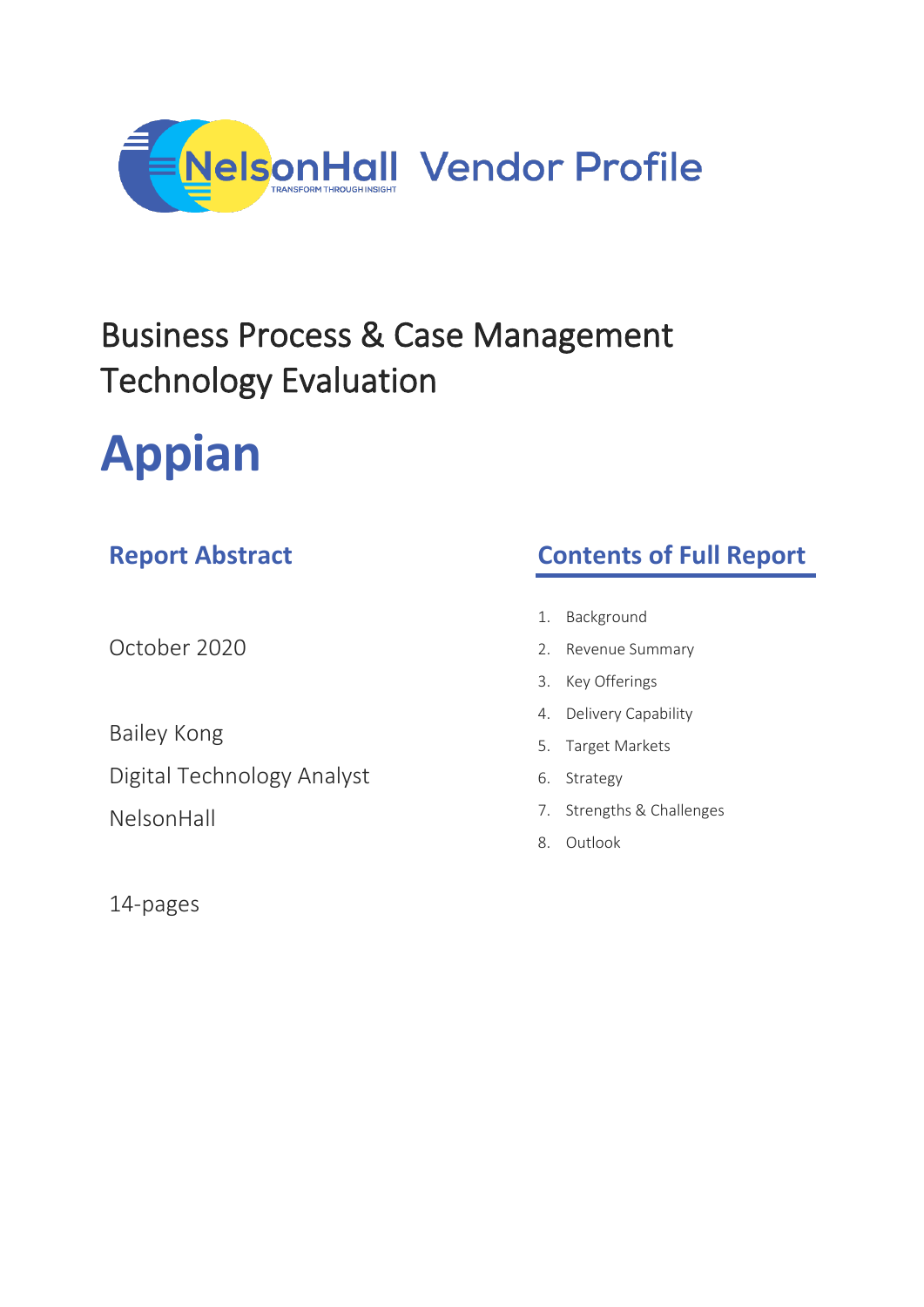# NelsonHall Vendor Profile

## Business Process & Case Management Technology Evaluation

# Appian

## Report Abstract

October 2020

Bailey Kong

Digital Technology Analyst

NelsonHall

14-pages

## Contents of Full Report

1. Background
2. Revenue Summary
3. Key Offerings
4. Delivery Capability
5. Target Markets
6. Strategy
7. Strengths & Challenges
8. Outlook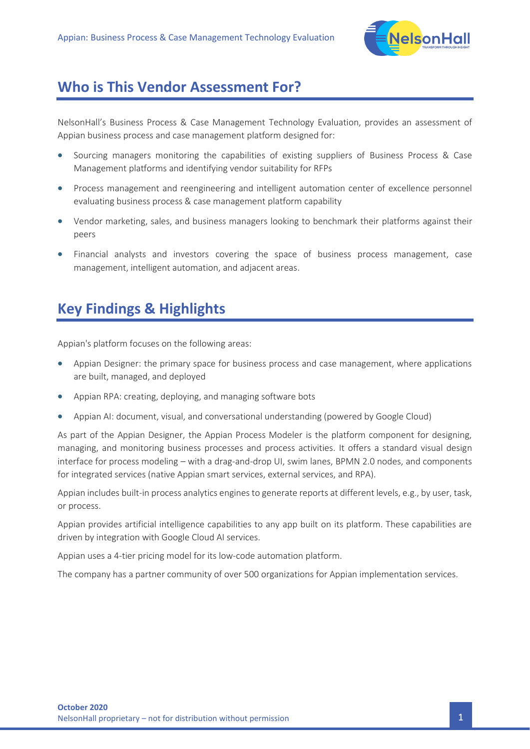## Who is This Vendor Assessment For?

NelsonHall's Business Process & Case Management Technology Evaluation, provides an assessment of Appian business process and case management platform designed for:

- Sourcing managers monitoring the capabilities of existing suppliers of Business Process & Case Management platforms and identifying vendor suitability for RFPs
- Process management and reengineering and intelligent automation center of excellence personnel evaluating business process & case management platform capability
- Vendor marketing, sales, and business managers looking to benchmark their platforms against their peers
- Financial analysts and investors covering the space of business process management, case management, intelligent automation, and adjacent areas.

## Key Findings & Highlights

Appian's platform focuses on the following areas:

- Appian Designer: the primary space for business process and case management, where applications are built, managed, and deployed
- Appian RPA: creating, deploying, and managing software bots
- Appian AI: document, visual, and conversational understanding (powered by Google Cloud)

As part of the Appian Designer, the Appian Process Modeler is the platform component for designing, managing, and monitoring business processes and process activities. It offers a standard visual design interface for process modeling – with a drag-and-drop UI, swim lanes, BPMN 2.0 nodes, and components for integrated services (native Appian smart services, external services, and RPA).

Appian includes built-in process analytics engines to generate reports at different levels, e.g., by user, task, or process.

Appian provides artificial intelligence capabilities to any app built on its platform. These capabilities are driven by integration with Google Cloud AI services.

Appian uses a 4-tier pricing model for its low-code automation platform.

The company has a partner community of over 500 organizations for Appian implementation services.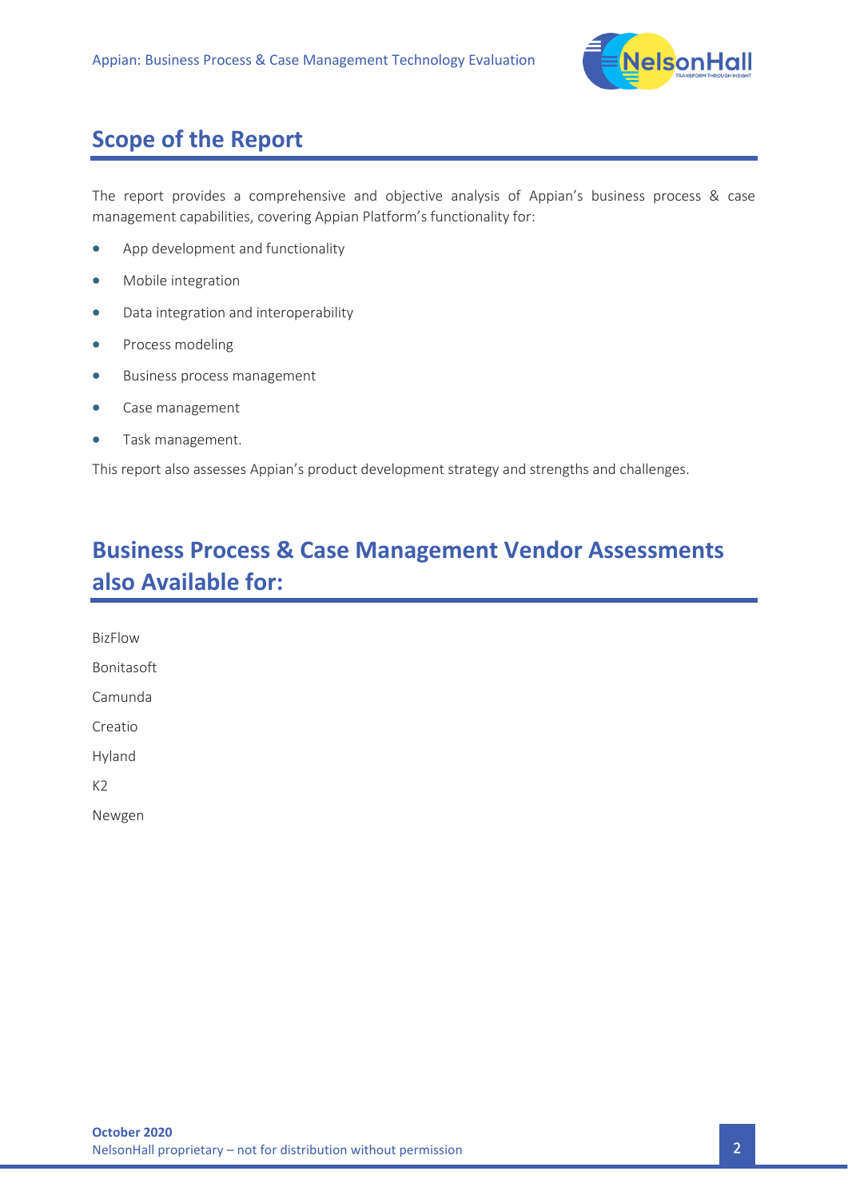## Scope of the Report

The report provides a comprehensive and objective analysis of Appian's business process & case management capabilities, covering Appian Platform's functionality for:

- App development and functionality
- Mobile integration
- Data integration and interoperability
- Process modeling
- Business process management
- Case management
- Task management.

This report also assesses Appian's product development strategy and strengths and challenges.

## Business Process & Case Management Vendor Assessments also Available for:

BizFlow

Bonitasoft

Camunda

Creatio

Hyland

K2

Newgen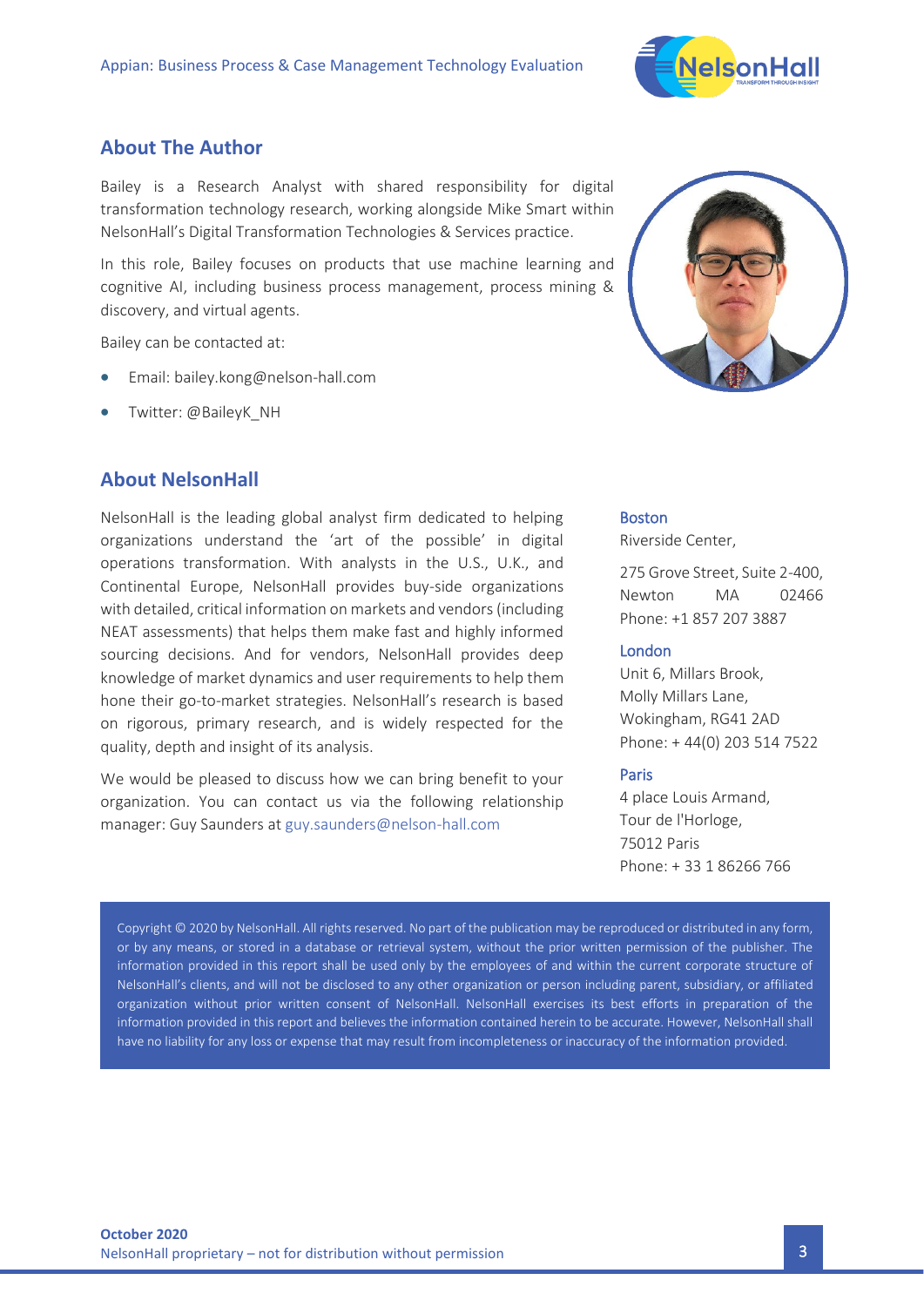## About The Author

Bailey is a Research Analyst with shared responsibility for digital transformation technology research, working alongside Mike Smart within NelsonHall's Digital Transformation Technologies & Services practice.

In this role, Bailey focuses on products that use machine learning and cognitive AI, including business process management, process mining & discovery, and virtual agents.

Bailey can be contacted at:

- Email: bailey.kong@nelson-hall.com
- Twitter: @BaileyK_NH

## About NelsonHall

NelsonHall is the leading global analyst firm dedicated to helping organizations understand the 'art of the possible' in digital operations transformation. With analysts in the U.S., U.K., and Continental Europe, NelsonHall provides buy-side organizations with detailed, critical information on markets and vendors (including NEAT assessments) that helps them make fast and highly informed sourcing decisions. And for vendors, NelsonHall provides deep knowledge of market dynamics and user requirements to help them hone their go-to-market strategies. NelsonHall's research is based on rigorous, primary research, and is widely respected for the quality, depth and insight of its analysis.

We would be pleased to discuss how we can bring benefit to your organization. You can contact us via the following relationship manager: Guy Saunders at guy.saunders@nelson-hall.com

**Boston**
Riverside Center,

275 Grove Street, Suite 2-400,
Newton MA 02466
Phone: +1 857 207 3887

**London**
Unit 6, Millars Brook,
Molly Millars Lane,
Wokingham, RG41 2AD
Phone: + 44(0) 203 514 7522

**Paris**
4 place Louis Armand,
Tour de l'Horloge,
75012 Paris
Phone: + 33 1 86266 766

Copyright © 2020 by NelsonHall. All rights reserved. No part of the publication may be reproduced or distributed in any form, or by any means, or stored in a database or retrieval system, without the prior written permission of the publisher. The information provided in this report shall be used only by the employees of and within the current corporate structure of NelsonHall's clients, and will not be disclosed to any other organization or person including parent, subsidiary, or affiliated organization without prior written consent of NelsonHall. NelsonHall exercises its best efforts in preparation of the information provided in this report and believes the information contained herein to be accurate. However, NelsonHall shall have no liability for any loss or expense that may result from incompleteness or inaccuracy of the information provided.